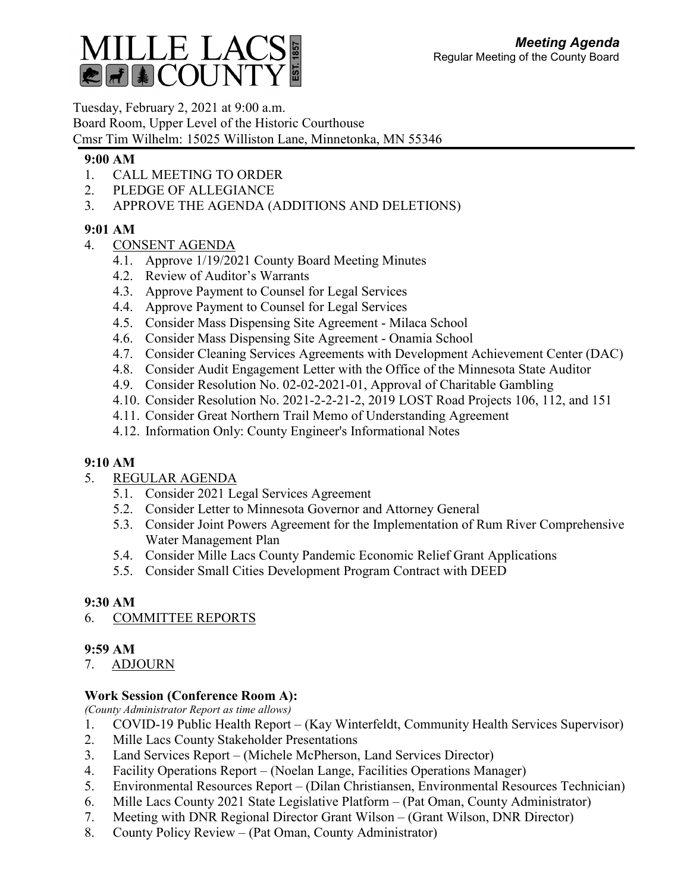# MILLE LACS COUNTY

EST. 1857

***Meeting Agenda***
Regular Meeting of the County Board

Tuesday, February 2, 2021 at 9:00 a.m.
Board Room, Upper Level of the Historic Courthouse
Cmsr Tim Wilhelm: 15025 Williston Lane, Minnetonka, MN 55346

**9:00 AM**

1. CALL MEETING TO ORDER
2. PLEDGE OF ALLEGIANCE
3. APPROVE THE AGENDA (ADDITIONS AND DELETIONS)

**9:01 AM**

4. CONSENT AGENDA
   - 4.1. Approve 1/19/2021 County Board Meeting Minutes
   - 4.2. Review of Auditor's Warrants
   - 4.3. Approve Payment to Counsel for Legal Services
   - 4.4. Approve Payment to Counsel for Legal Services
   - 4.5. Consider Mass Dispensing Site Agreement - Milaca School
   - 4.6. Consider Mass Dispensing Site Agreement - Onamia School
   - 4.7. Consider Cleaning Services Agreements with Development Achievement Center (DAC)
   - 4.8. Consider Audit Engagement Letter with the Office of the Minnesota State Auditor
   - 4.9. Consider Resolution No. 02-02-2021-01, Approval of Charitable Gambling
   - 4.10. Consider Resolution No. 2021-2-2-21-2, 2019 LOST Road Projects 106, 112, and 151
   - 4.11. Consider Great Northern Trail Memo of Understanding Agreement
   - 4.12. Information Only: County Engineer's Informational Notes

**9:10 AM**

5. REGULAR AGENDA
   - 5.1. Consider 2021 Legal Services Agreement
   - 5.2. Consider Letter to Minnesota Governor and Attorney General
   - 5.3. Consider Joint Powers Agreement for the Implementation of Rum River Comprehensive Water Management Plan
   - 5.4. Consider Mille Lacs County Pandemic Economic Relief Grant Applications
   - 5.5. Consider Small Cities Development Program Contract with DEED

**9:30 AM**

6. COMMITTEE REPORTS

**9:59 AM**

7. ADJOURN

**Work Session (Conference Room A):**

*(County Administrator Report as time allows)*

1. COVID-19 Public Health Report – (Kay Winterfeldt, Community Health Services Supervisor)
2. Mille Lacs County Stakeholder Presentations
3. Land Services Report – (Michele McPherson, Land Services Director)
4. Facility Operations Report – (Noelan Lange, Facilities Operations Manager)
5. Environmental Resources Report – (Dilan Christiansen, Environmental Resources Technician)
6. Mille Lacs County 2021 State Legislative Platform – (Pat Oman, County Administrator)
7. Meeting with DNR Regional Director Grant Wilson – (Grant Wilson, DNR Director)
8. County Policy Review – (Pat Oman, County Administrator)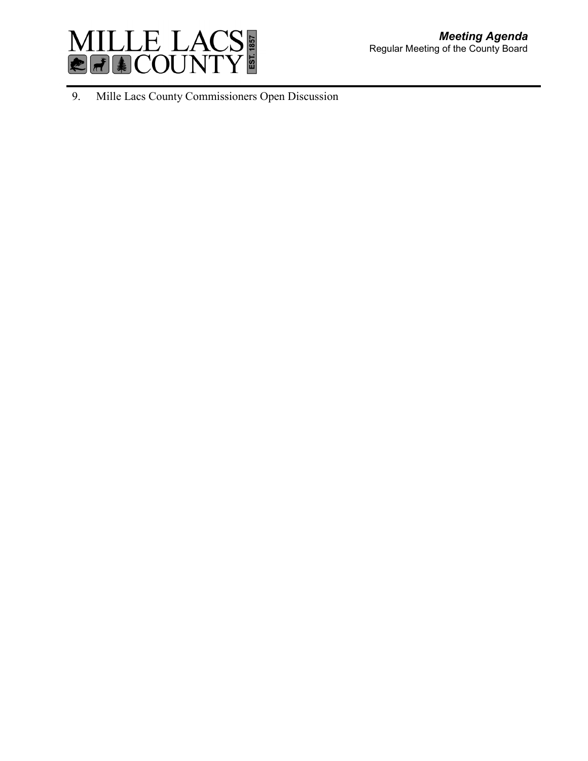9. Mille Lacs County Commissioners Open Discussion